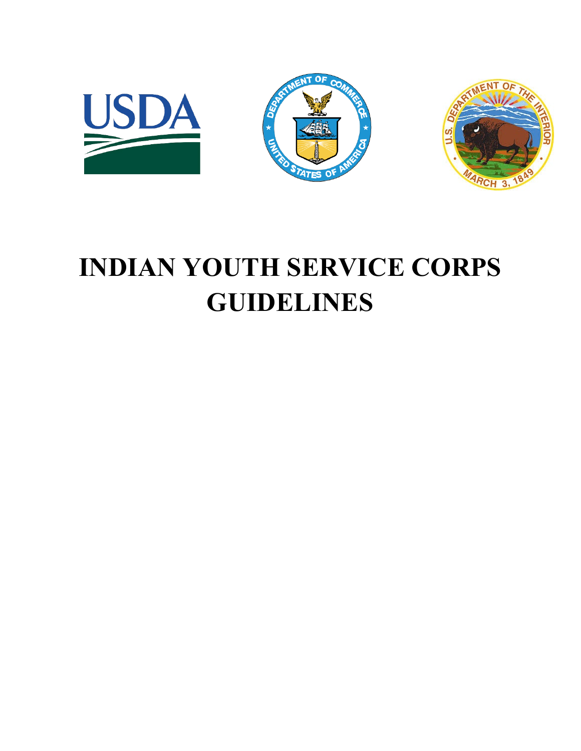# INDIAN YOUTH SERVICE CORPS GUIDELINES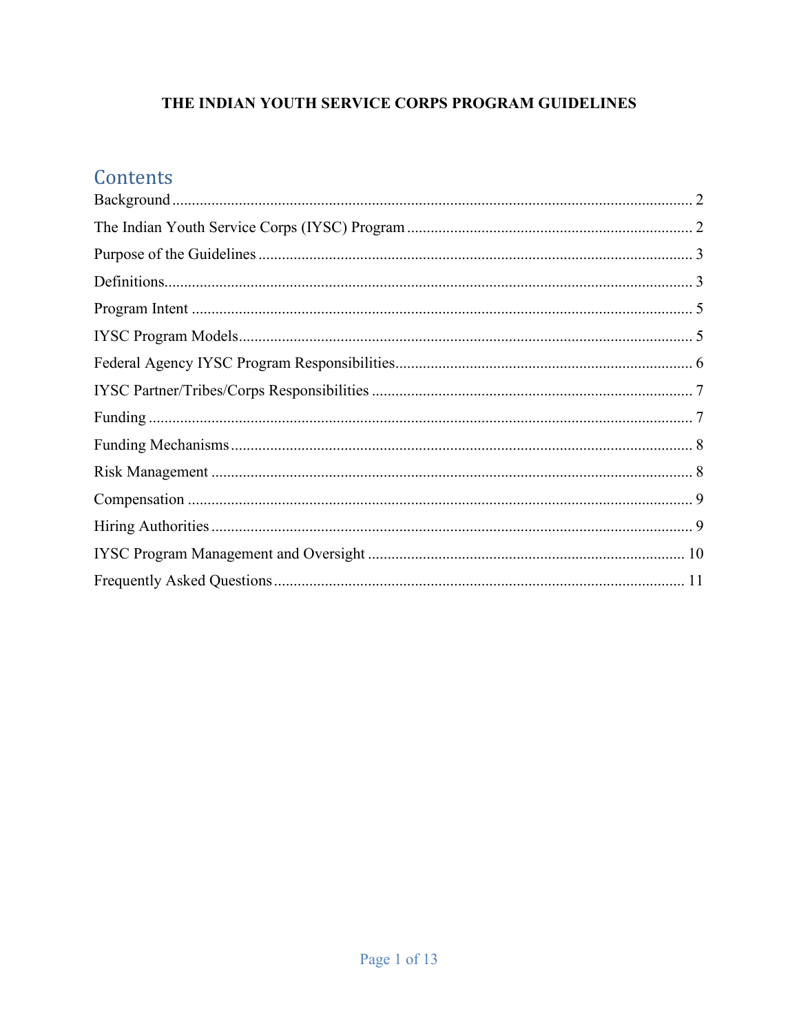# THE INDIAN YOUTH SERVICE CORPS PROGRAM GUIDELINES

## Contents

Background .......... 2
The Indian Youth Service Corps (IYSC) Program .......... 2
Purpose of the Guidelines .......... 3
Definitions .......... 3
Program Intent .......... 5
IYSC Program Models .......... 5
Federal Agency IYSC Program Responsibilities .......... 6
IYSC Partner/Tribes/Corps Responsibilities .......... 7
Funding .......... 7
Funding Mechanisms .......... 8
Risk Management .......... 8
Compensation .......... 9
Hiring Authorities .......... 9
IYSC Program Management and Oversight .......... 10
Frequently Asked Questions .......... 11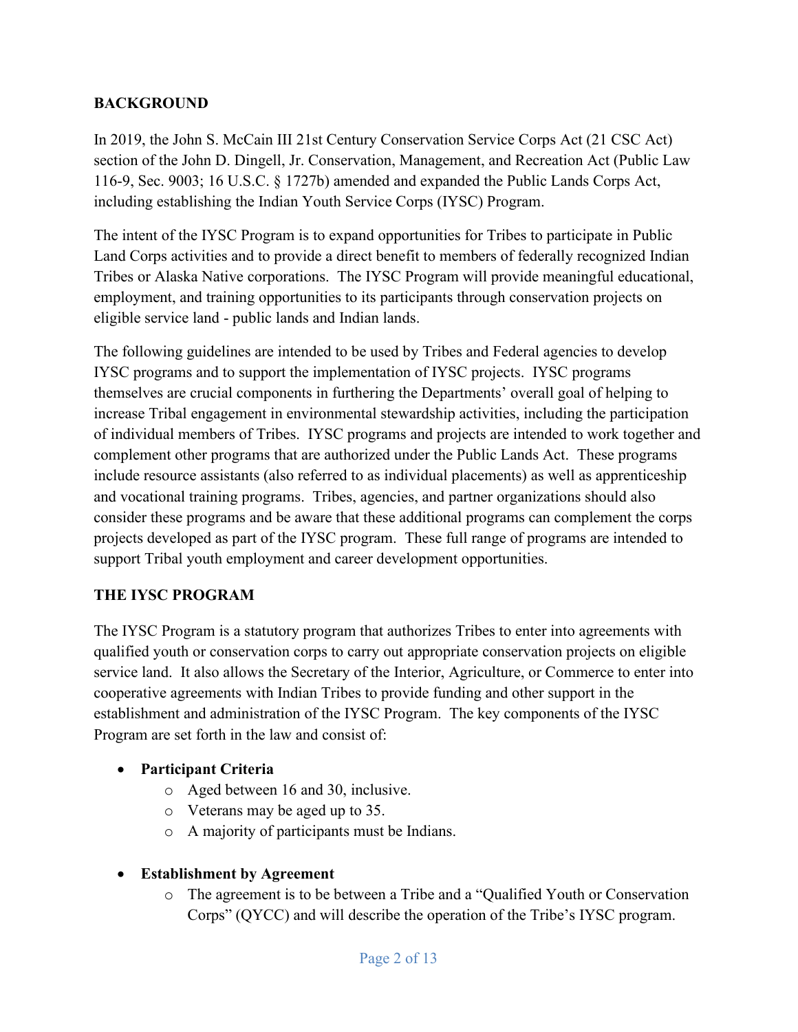## BACKGROUND

In 2019, the John S. McCain III 21st Century Conservation Service Corps Act (21 CSC Act) section of the John D. Dingell, Jr. Conservation, Management, and Recreation Act (Public Law 116-9, Sec. 9003; 16 U.S.C. § 1727b) amended and expanded the Public Lands Corps Act, including establishing the Indian Youth Service Corps (IYSC) Program.

The intent of the IYSC Program is to expand opportunities for Tribes to participate in Public Land Corps activities and to provide a direct benefit to members of federally recognized Indian Tribes or Alaska Native corporations. The IYSC Program will provide meaningful educational, employment, and training opportunities to its participants through conservation projects on eligible service land - public lands and Indian lands.

The following guidelines are intended to be used by Tribes and Federal agencies to develop IYSC programs and to support the implementation of IYSC projects. IYSC programs themselves are crucial components in furthering the Departments' overall goal of helping to increase Tribal engagement in environmental stewardship activities, including the participation of individual members of Tribes. IYSC programs and projects are intended to work together and complement other programs that are authorized under the Public Lands Act. These programs include resource assistants (also referred to as individual placements) as well as apprenticeship and vocational training programs. Tribes, agencies, and partner organizations should also consider these programs and be aware that these additional programs can complement the corps projects developed as part of the IYSC program. These full range of programs are intended to support Tribal youth employment and career development opportunities.

## THE IYSC PROGRAM

The IYSC Program is a statutory program that authorizes Tribes to enter into agreements with qualified youth or conservation corps to carry out appropriate conservation projects on eligible service land. It also allows the Secretary of the Interior, Agriculture, or Commerce to enter into cooperative agreements with Indian Tribes to provide funding and other support in the establishment and administration of the IYSC Program. The key components of the IYSC Program are set forth in the law and consist of:

- **Participant Criteria**
  - Aged between 16 and 30, inclusive.
  - Veterans may be aged up to 35.
  - A majority of participants must be Indians.
- **Establishment by Agreement**
  - The agreement is to be between a Tribe and a "Qualified Youth or Conservation Corps" (QYCC) and will describe the operation of the Tribe's IYSC program.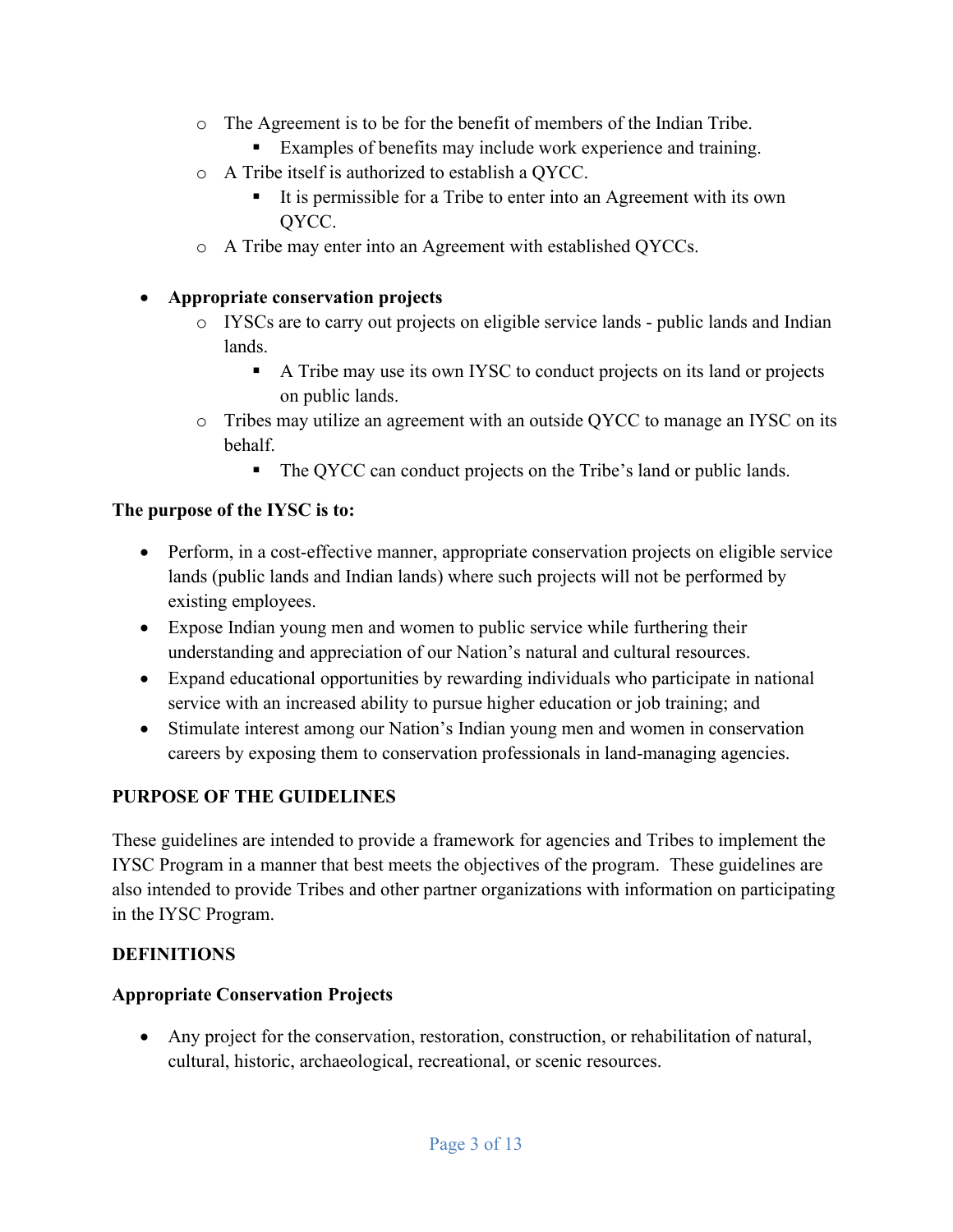- The Agreement is to be for the benefit of members of the Indian Tribe.
    - Examples of benefits may include work experience and training.
- A Tribe itself is authorized to establish a QYCC.
    - It is permissible for a Tribe to enter into an Agreement with its own QYCC.
- A Tribe may enter into an Agreement with established QYCCs.

- **Appropriate conservation projects**
    - IYSCs are to carry out projects on eligible service lands - public lands and Indian lands.
        - A Tribe may use its own IYSC to conduct projects on its land or projects on public lands.
    - Tribes may utilize an agreement with an outside QYCC to manage an IYSC on its behalf.
        - The QYCC can conduct projects on the Tribe's land or public lands.

**The purpose of the IYSC is to:**

- Perform, in a cost-effective manner, appropriate conservation projects on eligible service lands (public lands and Indian lands) where such projects will not be performed by existing employees.
- Expose Indian young men and women to public service while furthering their understanding and appreciation of our Nation's natural and cultural resources.
- Expand educational opportunities by rewarding individuals who participate in national service with an increased ability to pursue higher education or job training; and
- Stimulate interest among our Nation's Indian young men and women in conservation careers by exposing them to conservation professionals in land-managing agencies.

**PURPOSE OF THE GUIDELINES**

These guidelines are intended to provide a framework for agencies and Tribes to implement the IYSC Program in a manner that best meets the objectives of the program. These guidelines are also intended to provide Tribes and other partner organizations with information on participating in the IYSC Program.

**DEFINITIONS**

**Appropriate Conservation Projects**

- Any project for the conservation, restoration, construction, or rehabilitation of natural, cultural, historic, archaeological, recreational, or scenic resources.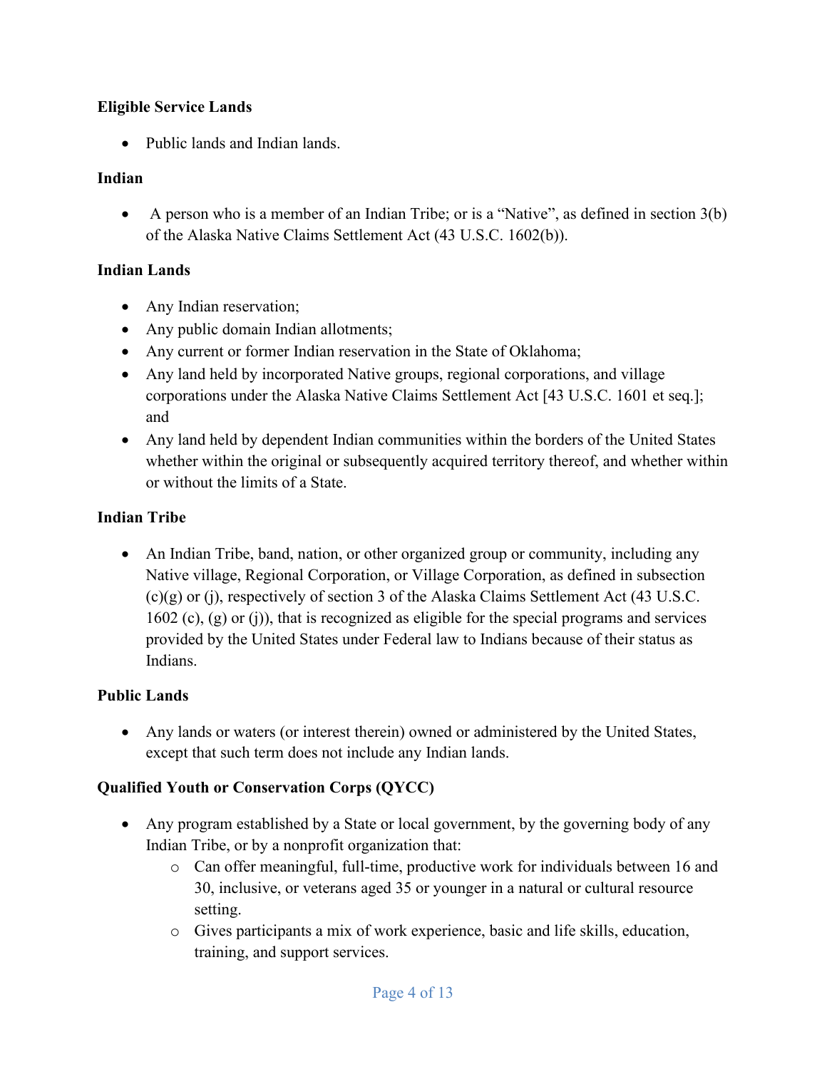**Eligible Service Lands**

- Public lands and Indian lands.

**Indian**

- A person who is a member of an Indian Tribe; or is a "Native", as defined in section 3(b) of the Alaska Native Claims Settlement Act (43 U.S.C. 1602(b)).

**Indian Lands**

- Any Indian reservation;
- Any public domain Indian allotments;
- Any current or former Indian reservation in the State of Oklahoma;
- Any land held by incorporated Native groups, regional corporations, and village corporations under the Alaska Native Claims Settlement Act [43 U.S.C. 1601 et seq.]; and
- Any land held by dependent Indian communities within the borders of the United States whether within the original or subsequently acquired territory thereof, and whether within or without the limits of a State.

**Indian Tribe**

- An Indian Tribe, band, nation, or other organized group or community, including any Native village, Regional Corporation, or Village Corporation, as defined in subsection (c)(g) or (j), respectively of section 3 of the Alaska Claims Settlement Act (43 U.S.C. 1602 (c), (g) or (j)), that is recognized as eligible for the special programs and services provided by the United States under Federal law to Indians because of their status as Indians.

**Public Lands**

- Any lands or waters (or interest therein) owned or administered by the United States, except that such term does not include any Indian lands.

**Qualified Youth or Conservation Corps (QYCC)**

- Any program established by a State or local government, by the governing body of any Indian Tribe, or by a nonprofit organization that:
  - Can offer meaningful, full-time, productive work for individuals between 16 and 30, inclusive, or veterans aged 35 or younger in a natural or cultural resource setting.
  - Gives participants a mix of work experience, basic and life skills, education, training, and support services.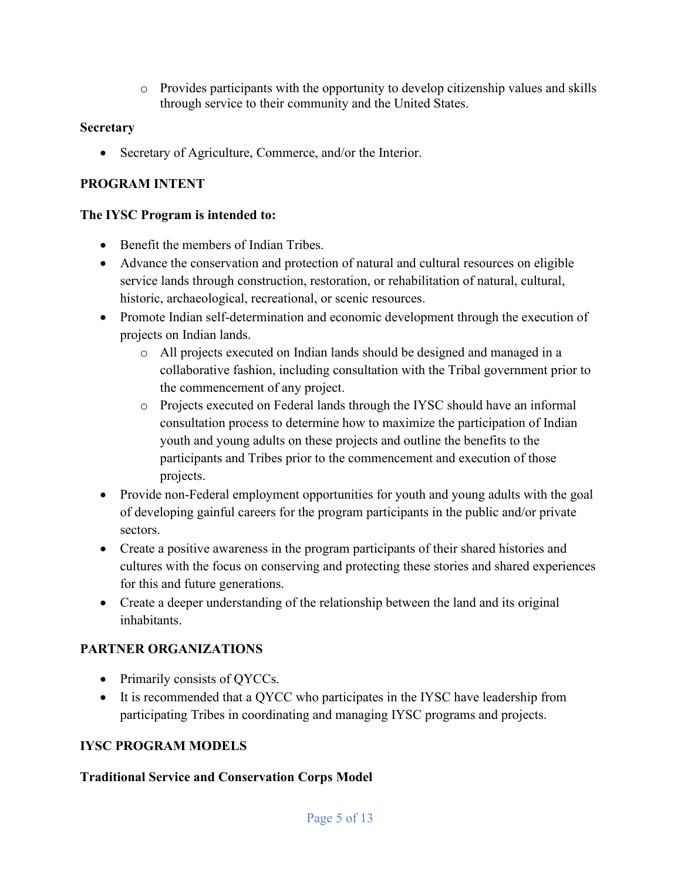- Provides participants with the opportunity to develop citizenship values and skills through service to their community and the United States.

**Secretary**

- Secretary of Agriculture, Commerce, and/or the Interior.

**PROGRAM INTENT**

**The IYSC Program is intended to:**

- Benefit the members of Indian Tribes.
- Advance the conservation and protection of natural and cultural resources on eligible service lands through construction, restoration, or rehabilitation of natural, cultural, historic, archaeological, recreational, or scenic resources.
- Promote Indian self-determination and economic development through the execution of projects on Indian lands.
    - All projects executed on Indian lands should be designed and managed in a collaborative fashion, including consultation with the Tribal government prior to the commencement of any project.
    - Projects executed on Federal lands through the IYSC should have an informal consultation process to determine how to maximize the participation of Indian youth and young adults on these projects and outline the benefits to the participants and Tribes prior to the commencement and execution of those projects.
- Provide non-Federal employment opportunities for youth and young adults with the goal of developing gainful careers for the program participants in the public and/or private sectors.
- Create a positive awareness in the program participants of their shared histories and cultures with the focus on conserving and protecting these stories and shared experiences for this and future generations.
- Create a deeper understanding of the relationship between the land and its original inhabitants.

**PARTNER ORGANIZATIONS**

- Primarily consists of QYCCs.
- It is recommended that a QYCC who participates in the IYSC have leadership from participating Tribes in coordinating and managing IYSC programs and projects.

**IYSC PROGRAM MODELS**

**Traditional Service and Conservation Corps Model**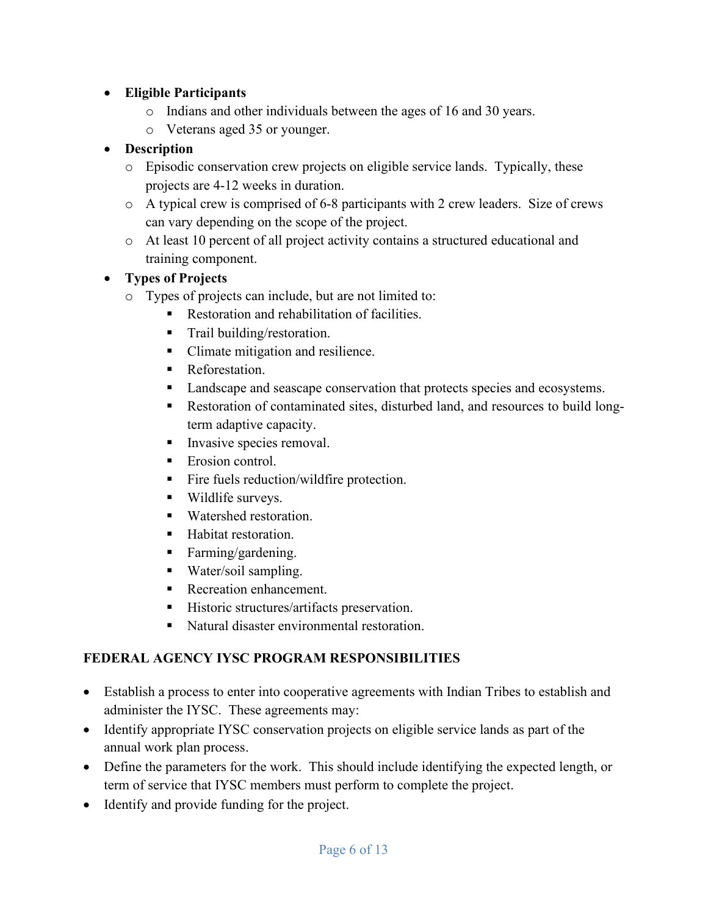- **Eligible Participants**
  - Indians and other individuals between the ages of 16 and 30 years.
  - Veterans aged 35 or younger.
- **Description**
  - Episodic conservation crew projects on eligible service lands. Typically, these projects are 4-12 weeks in duration.
  - A typical crew is comprised of 6-8 participants with 2 crew leaders. Size of crews can vary depending on the scope of the project.
  - At least 10 percent of all project activity contains a structured educational and training component.
- **Types of Projects**
  - Types of projects can include, but are not limited to:
    - Restoration and rehabilitation of facilities.
    - Trail building/restoration.
    - Climate mitigation and resilience.
    - Reforestation.
    - Landscape and seascape conservation that protects species and ecosystems.
    - Restoration of contaminated sites, disturbed land, and resources to build long-term adaptive capacity.
    - Invasive species removal.
    - Erosion control.
    - Fire fuels reduction/wildfire protection.
    - Wildlife surveys.
    - Watershed restoration.
    - Habitat restoration.
    - Farming/gardening.
    - Water/soil sampling.
    - Recreation enhancement.
    - Historic structures/artifacts preservation.
    - Natural disaster environmental restoration.

## FEDERAL AGENCY IYSC PROGRAM RESPONSIBILITIES

- Establish a process to enter into cooperative agreements with Indian Tribes to establish and administer the IYSC. These agreements may:
- Identify appropriate IYSC conservation projects on eligible service lands as part of the annual work plan process.
- Define the parameters for the work. This should include identifying the expected length, or term of service that IYSC members must perform to complete the project.
- Identify and provide funding for the project.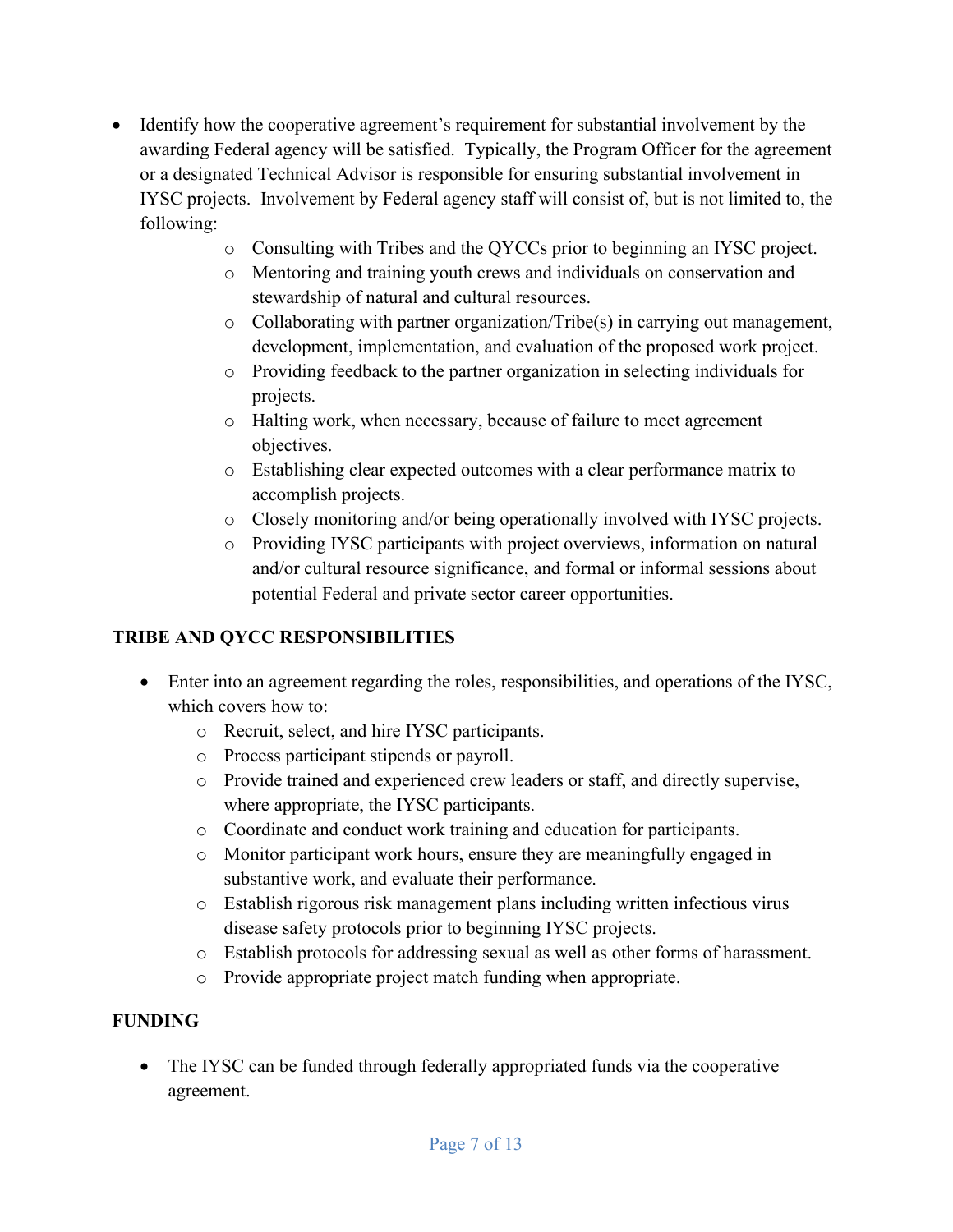- Identify how the cooperative agreement's requirement for substantial involvement by the awarding Federal agency will be satisfied. Typically, the Program Officer for the agreement or a designated Technical Advisor is responsible for ensuring substantial involvement in IYSC projects. Involvement by Federal agency staff will consist of, but is not limited to, the following:
  - Consulting with Tribes and the QYCCs prior to beginning an IYSC project.
  - Mentoring and training youth crews and individuals on conservation and stewardship of natural and cultural resources.
  - Collaborating with partner organization/Tribe(s) in carrying out management, development, implementation, and evaluation of the proposed work project.
  - Providing feedback to the partner organization in selecting individuals for projects.
  - Halting work, when necessary, because of failure to meet agreement objectives.
  - Establishing clear expected outcomes with a clear performance matrix to accomplish projects.
  - Closely monitoring and/or being operationally involved with IYSC projects.
  - Providing IYSC participants with project overviews, information on natural and/or cultural resource significance, and formal or informal sessions about potential Federal and private sector career opportunities.

**TRIBE AND QYCC RESPONSIBILITIES**

- Enter into an agreement regarding the roles, responsibilities, and operations of the IYSC, which covers how to:
  - Recruit, select, and hire IYSC participants.
  - Process participant stipends or payroll.
  - Provide trained and experienced crew leaders or staff, and directly supervise, where appropriate, the IYSC participants.
  - Coordinate and conduct work training and education for participants.
  - Monitor participant work hours, ensure they are meaningfully engaged in substantive work, and evaluate their performance.
  - Establish rigorous risk management plans including written infectious virus disease safety protocols prior to beginning IYSC projects.
  - Establish protocols for addressing sexual as well as other forms of harassment.
  - Provide appropriate project match funding when appropriate.

**FUNDING**

- The IYSC can be funded through federally appropriated funds via the cooperative agreement.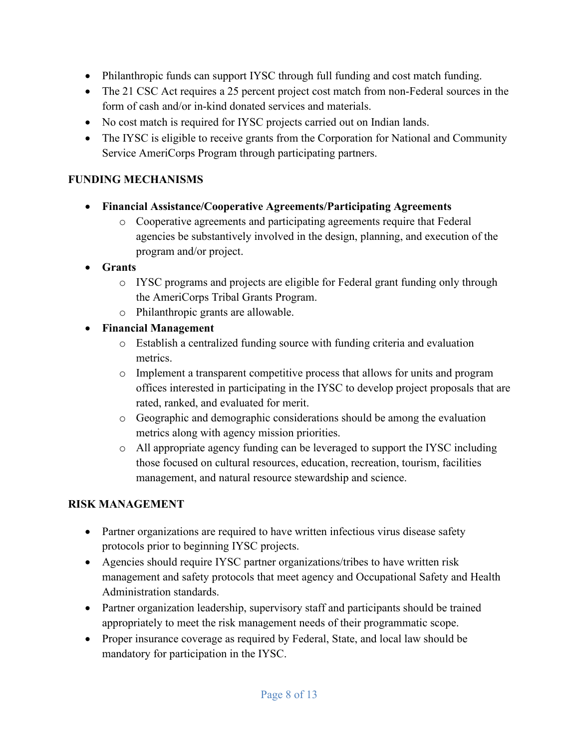- Philanthropic funds can support IYSC through full funding and cost match funding.
- The 21 CSC Act requires a 25 percent project cost match from non-Federal sources in the form of cash and/or in-kind donated services and materials.
- No cost match is required for IYSC projects carried out on Indian lands.
- The IYSC is eligible to receive grants from the Corporation for National and Community Service AmeriCorps Program through participating partners.

## FUNDING MECHANISMS

- **Financial Assistance/Cooperative Agreements/Participating Agreements**
  - Cooperative agreements and participating agreements require that Federal agencies be substantively involved in the design, planning, and execution of the program and/or project.
- **Grants**
  - IYSC programs and projects are eligible for Federal grant funding only through the AmeriCorps Tribal Grants Program.
  - Philanthropic grants are allowable.
- **Financial Management**
  - Establish a centralized funding source with funding criteria and evaluation metrics.
  - Implement a transparent competitive process that allows for units and program offices interested in participating in the IYSC to develop project proposals that are rated, ranked, and evaluated for merit.
  - Geographic and demographic considerations should be among the evaluation metrics along with agency mission priorities.
  - All appropriate agency funding can be leveraged to support the IYSC including those focused on cultural resources, education, recreation, tourism, facilities management, and natural resource stewardship and science.

## RISK MANAGEMENT

- Partner organizations are required to have written infectious virus disease safety protocols prior to beginning IYSC projects.
- Agencies should require IYSC partner organizations/tribes to have written risk management and safety protocols that meet agency and Occupational Safety and Health Administration standards.
- Partner organization leadership, supervisory staff and participants should be trained appropriately to meet the risk management needs of their programmatic scope.
- Proper insurance coverage as required by Federal, State, and local law should be mandatory for participation in the IYSC.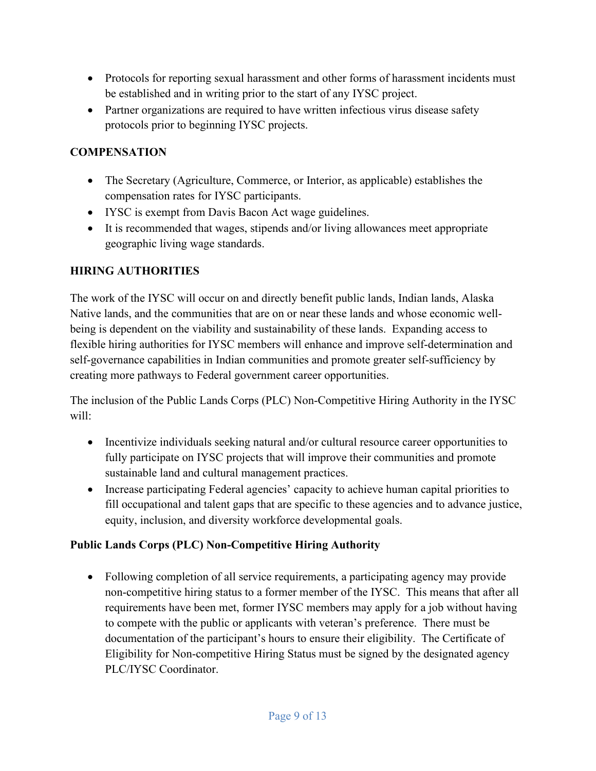- Protocols for reporting sexual harassment and other forms of harassment incidents must be established and in writing prior to the start of any IYSC project.
- Partner organizations are required to have written infectious virus disease safety protocols prior to beginning IYSC projects.

## COMPENSATION

- The Secretary (Agriculture, Commerce, or Interior, as applicable) establishes the compensation rates for IYSC participants.
- IYSC is exempt from Davis Bacon Act wage guidelines.
- It is recommended that wages, stipends and/or living allowances meet appropriate geographic living wage standards.

## HIRING AUTHORITIES

The work of the IYSC will occur on and directly benefit public lands, Indian lands, Alaska Native lands, and the communities that are on or near these lands and whose economic well-being is dependent on the viability and sustainability of these lands. Expanding access to flexible hiring authorities for IYSC members will enhance and improve self-determination and self-governance capabilities in Indian communities and promote greater self-sufficiency by creating more pathways to Federal government career opportunities.

The inclusion of the Public Lands Corps (PLC) Non-Competitive Hiring Authority in the IYSC will:

- Incentivize individuals seeking natural and/or cultural resource career opportunities to fully participate on IYSC projects that will improve their communities and promote sustainable land and cultural management practices.
- Increase participating Federal agencies' capacity to achieve human capital priorities to fill occupational and talent gaps that are specific to these agencies and to advance justice, equity, inclusion, and diversity workforce developmental goals.

### Public Lands Corps (PLC) Non-Competitive Hiring Authority

- Following completion of all service requirements, a participating agency may provide non-competitive hiring status to a former member of the IYSC. This means that after all requirements have been met, former IYSC members may apply for a job without having to compete with the public or applicants with veteran's preference. There must be documentation of the participant's hours to ensure their eligibility. The Certificate of Eligibility for Non-competitive Hiring Status must be signed by the designated agency PLC/IYSC Coordinator.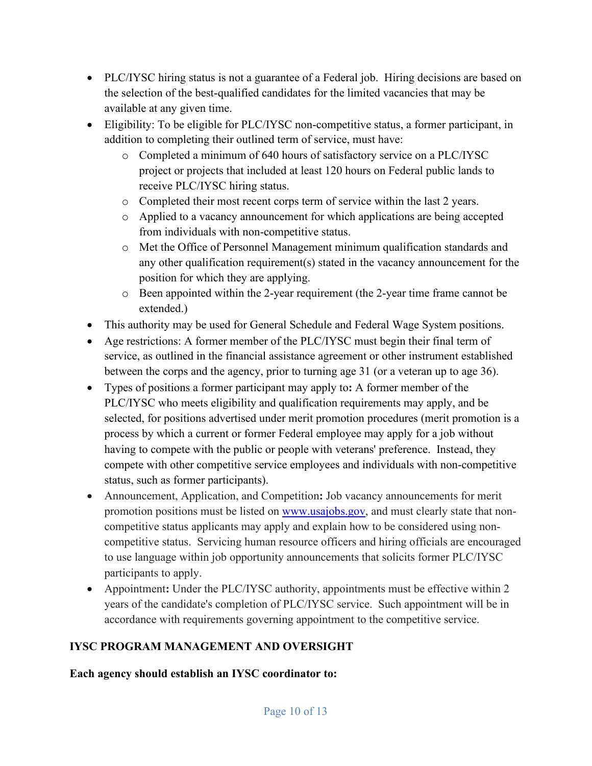- PLC/IYSC hiring status is not a guarantee of a Federal job. Hiring decisions are based on the selection of the best-qualified candidates for the limited vacancies that may be available at any given time.
- Eligibility: To be eligible for PLC/IYSC non-competitive status, a former participant, in addition to completing their outlined term of service, must have:
  - Completed a minimum of 640 hours of satisfactory service on a PLC/IYSC project or projects that included at least 120 hours on Federal public lands to receive PLC/IYSC hiring status.
  - Completed their most recent corps term of service within the last 2 years.
  - Applied to a vacancy announcement for which applications are being accepted from individuals with non-competitive status.
  - Met the Office of Personnel Management minimum qualification standards and any other qualification requirement(s) stated in the vacancy announcement for the position for which they are applying.
  - Been appointed within the 2-year requirement (the 2-year time frame cannot be extended.)
- This authority may be used for General Schedule and Federal Wage System positions.
- Age restrictions: A former member of the PLC/IYSC must begin their final term of service, as outlined in the financial assistance agreement or other instrument established between the corps and the agency, prior to turning age 31 (or a veteran up to age 36).
- Types of positions a former participant may apply to**:** A former member of the PLC/IYSC who meets eligibility and qualification requirements may apply, and be selected, for positions advertised under merit promotion procedures (merit promotion is a process by which a current or former Federal employee may apply for a job without having to compete with the public or people with veterans' preference. Instead, they compete with other competitive service employees and individuals with non-competitive status, such as former participants).
- Announcement, Application, and Competition**:** Job vacancy announcements for merit promotion positions must be listed on [www.usajobs.gov](http://www.usajobs.gov), and must clearly state that non-competitive status applicants may apply and explain how to be considered using non-competitive status. Servicing human resource officers and hiring officials are encouraged to use language within job opportunity announcements that solicits former PLC/IYSC participants to apply.
- Appointment**:** Under the PLC/IYSC authority, appointments must be effective within 2 years of the candidate's completion of PLC/IYSC service. Such appointment will be in accordance with requirements governing appointment to the competitive service.

## IYSC PROGRAM MANAGEMENT AND OVERSIGHT

**Each agency should establish an IYSC coordinator to:**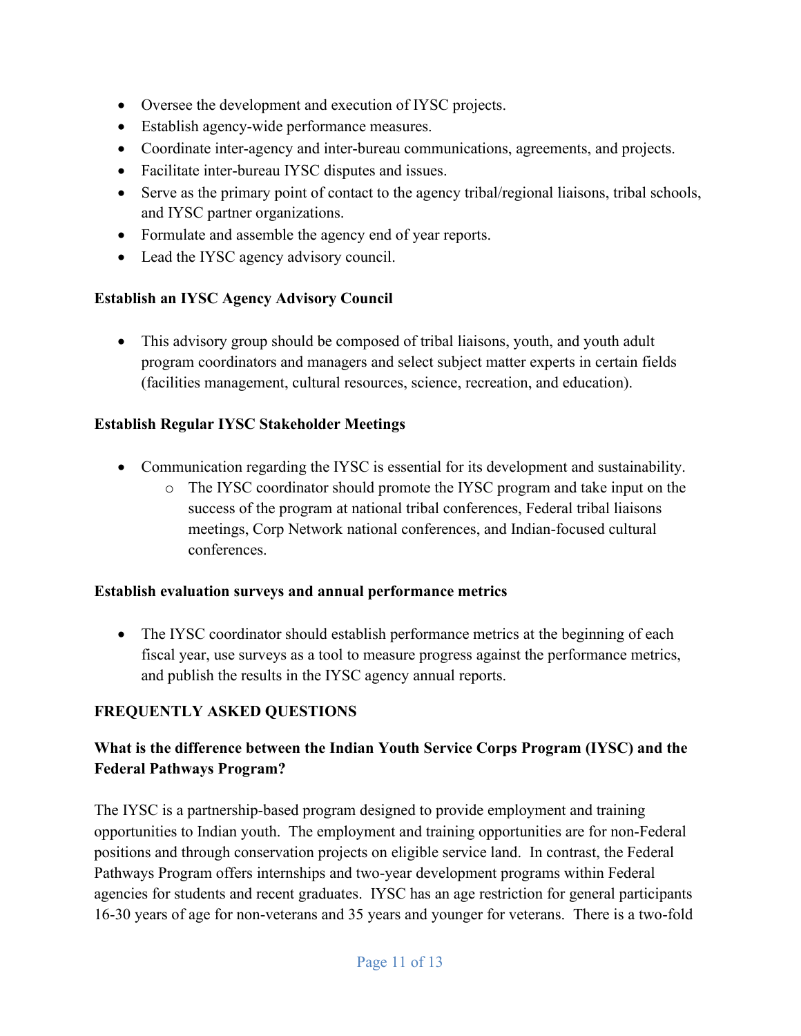- Oversee the development and execution of IYSC projects.
- Establish agency-wide performance measures.
- Coordinate inter-agency and inter-bureau communications, agreements, and projects.
- Facilitate inter-bureau IYSC disputes and issues.
- Serve as the primary point of contact to the agency tribal/regional liaisons, tribal schools, and IYSC partner organizations.
- Formulate and assemble the agency end of year reports.
- Lead the IYSC agency advisory council.

**Establish an IYSC Agency Advisory Council**

- This advisory group should be composed of tribal liaisons, youth, and youth adult program coordinators and managers and select subject matter experts in certain fields (facilities management, cultural resources, science, recreation, and education).

**Establish Regular IYSC Stakeholder Meetings**

- Communication regarding the IYSC is essential for its development and sustainability.
    - The IYSC coordinator should promote the IYSC program and take input on the success of the program at national tribal conferences, Federal tribal liaisons meetings, Corp Network national conferences, and Indian-focused cultural conferences.

**Establish evaluation surveys and annual performance metrics**

- The IYSC coordinator should establish performance metrics at the beginning of each fiscal year, use surveys as a tool to measure progress against the performance metrics, and publish the results in the IYSC agency annual reports.

## FREQUENTLY ASKED QUESTIONS

### What is the difference between the Indian Youth Service Corps Program (IYSC) and the Federal Pathways Program?

The IYSC is a partnership-based program designed to provide employment and training opportunities to Indian youth. The employment and training opportunities are for non-Federal positions and through conservation projects on eligible service land. In contrast, the Federal Pathways Program offers internships and two-year development programs within Federal agencies for students and recent graduates. IYSC has an age restriction for general participants 16-30 years of age for non-veterans and 35 years and younger for veterans. There is a two-fold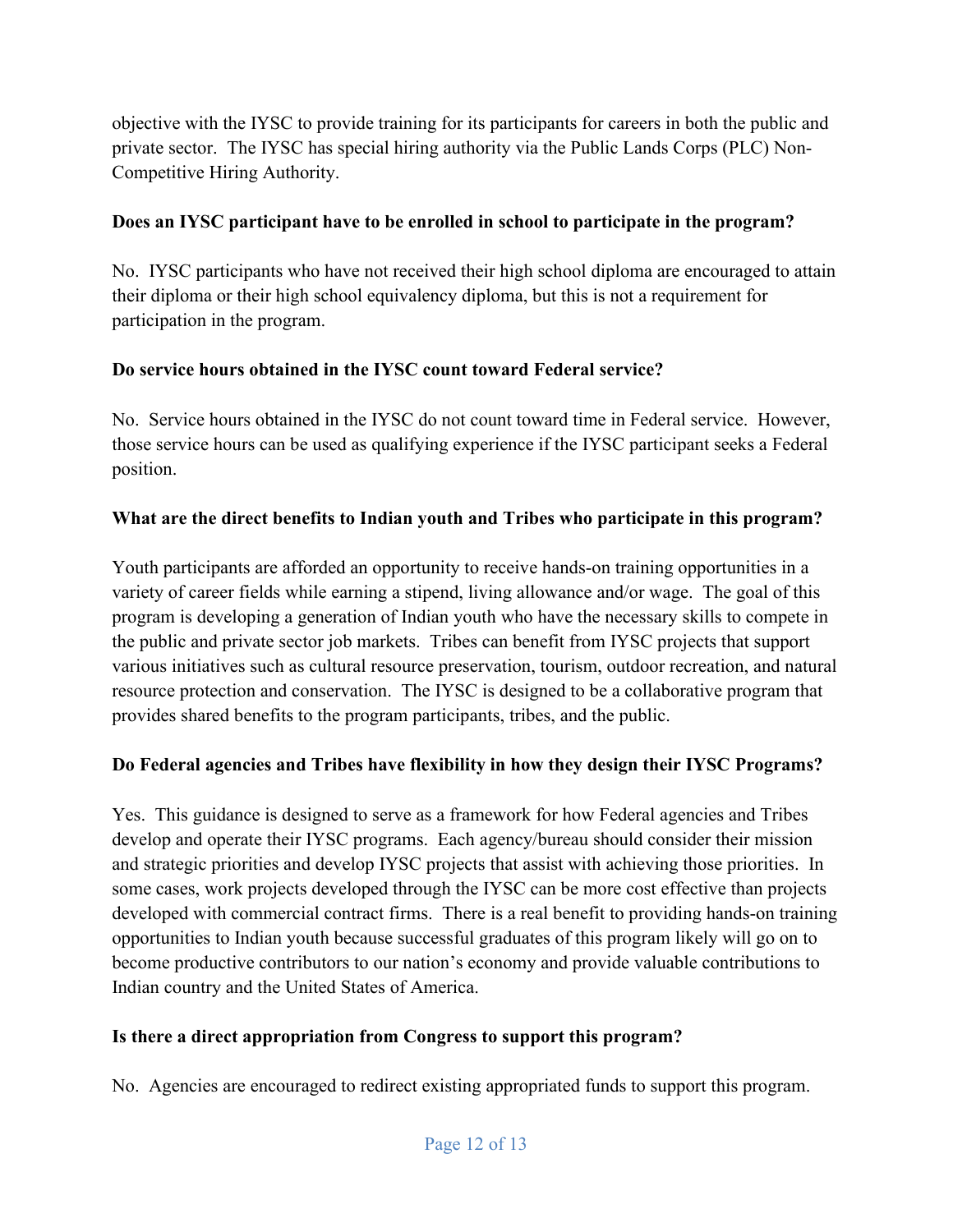objective with the IYSC to provide training for its participants for careers in both the public and private sector. The IYSC has special hiring authority via the Public Lands Corps (PLC) Non-Competitive Hiring Authority.

**Does an IYSC participant have to be enrolled in school to participate in the program?**

No. IYSC participants who have not received their high school diploma are encouraged to attain their diploma or their high school equivalency diploma, but this is not a requirement for participation in the program.

**Do service hours obtained in the IYSC count toward Federal service?**

No. Service hours obtained in the IYSC do not count toward time in Federal service. However, those service hours can be used as qualifying experience if the IYSC participant seeks a Federal position.

**What are the direct benefits to Indian youth and Tribes who participate in this program?**

Youth participants are afforded an opportunity to receive hands-on training opportunities in a variety of career fields while earning a stipend, living allowance and/or wage. The goal of this program is developing a generation of Indian youth who have the necessary skills to compete in the public and private sector job markets. Tribes can benefit from IYSC projects that support various initiatives such as cultural resource preservation, tourism, outdoor recreation, and natural resource protection and conservation. The IYSC is designed to be a collaborative program that provides shared benefits to the program participants, tribes, and the public.

**Do Federal agencies and Tribes have flexibility in how they design their IYSC Programs?**

Yes. This guidance is designed to serve as a framework for how Federal agencies and Tribes develop and operate their IYSC programs. Each agency/bureau should consider their mission and strategic priorities and develop IYSC projects that assist with achieving those priorities. In some cases, work projects developed through the IYSC can be more cost effective than projects developed with commercial contract firms. There is a real benefit to providing hands-on training opportunities to Indian youth because successful graduates of this program likely will go on to become productive contributors to our nation's economy and provide valuable contributions to Indian country and the United States of America.

**Is there a direct appropriation from Congress to support this program?**

No. Agencies are encouraged to redirect existing appropriated funds to support this program.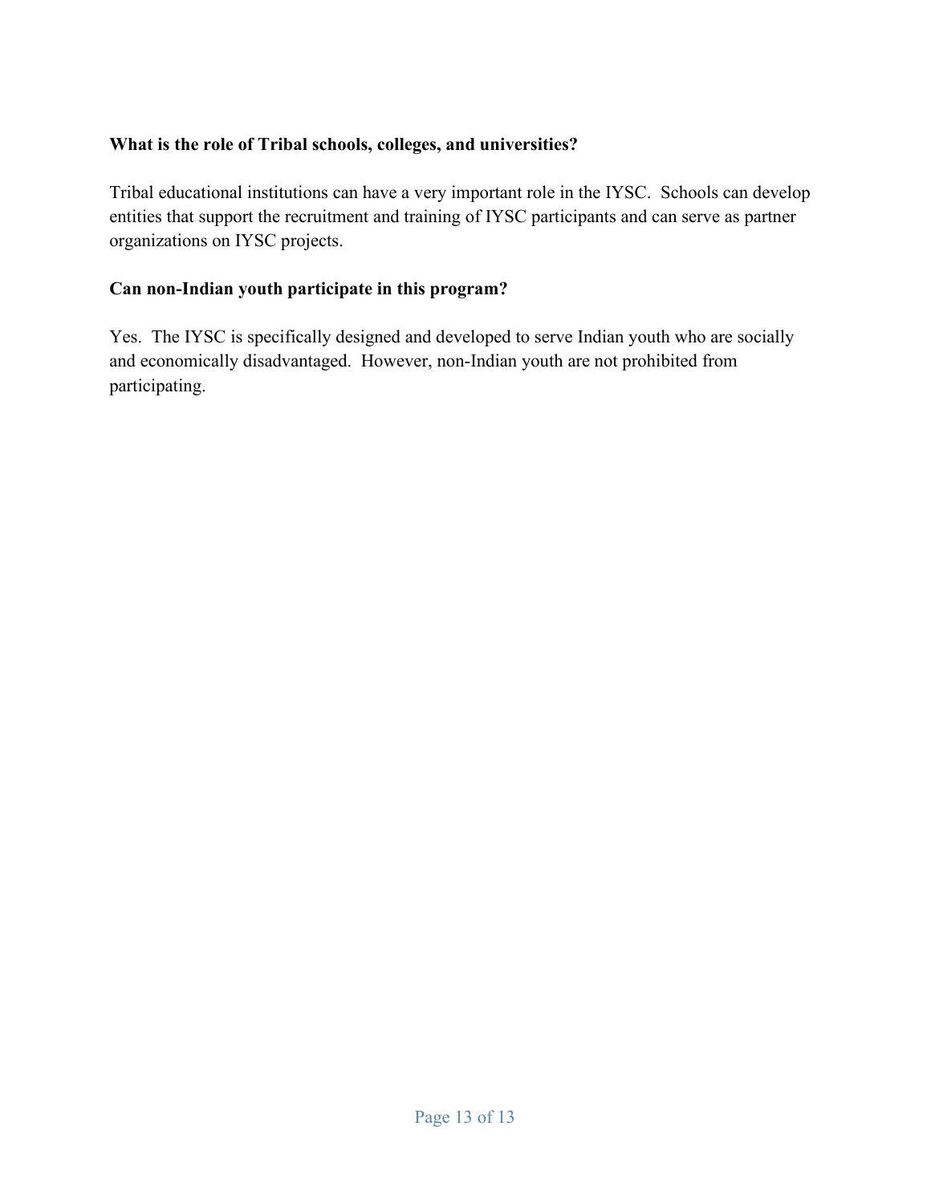**What is the role of Tribal schools, colleges, and universities?**

Tribal educational institutions can have a very important role in the IYSC. Schools can develop entities that support the recruitment and training of IYSC participants and can serve as partner organizations on IYSC projects.

**Can non-Indian youth participate in this program?**

Yes. The IYSC is specifically designed and developed to serve Indian youth who are socially and economically disadvantaged. However, non-Indian youth are not prohibited from participating.